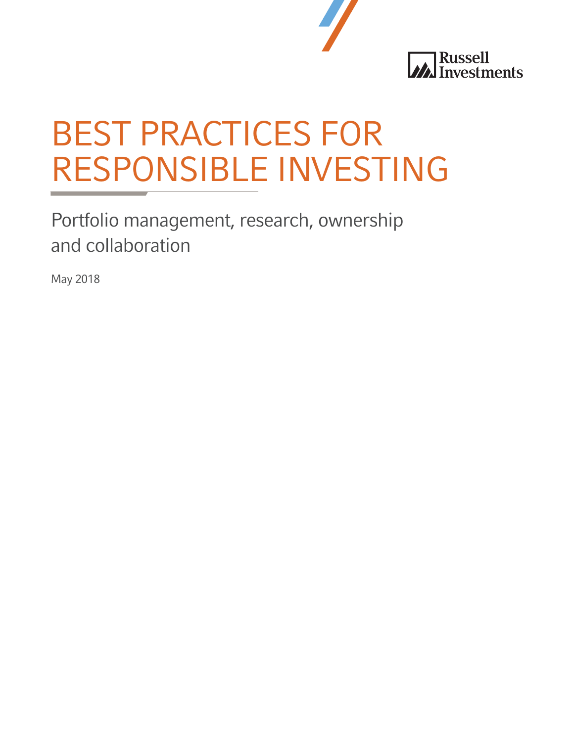Russell Investments

# BEST PRACTICES FOR RESPONSIBLE INVESTING

## Portfolio management, research, ownership and collaboration

May 2018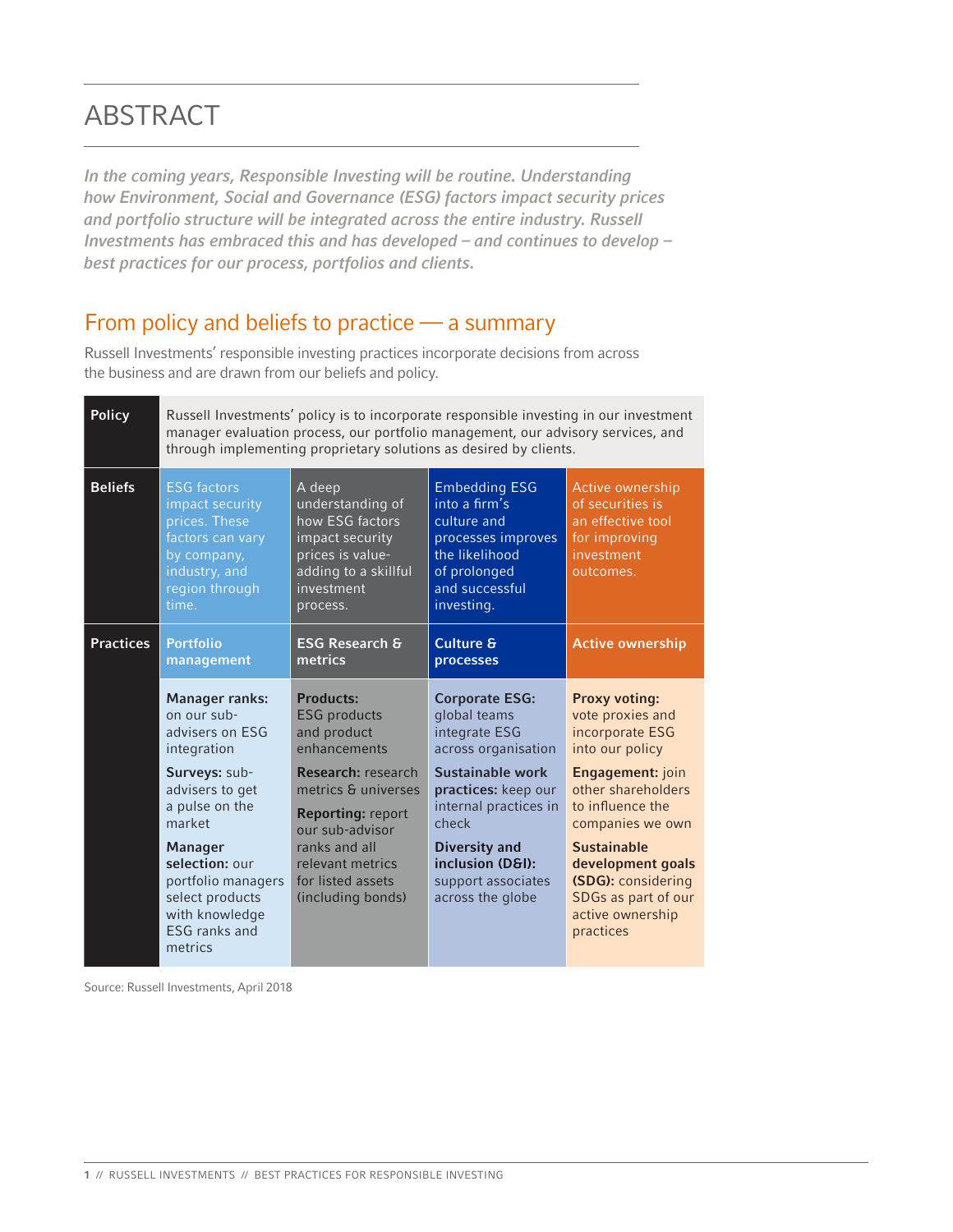# ABSTRACT

*In the coming years, Responsible Investing will be routine. Understanding how Environment, Social and Governance (ESG) factors impact security prices and portfolio structure will be integrated across the entire industry. Russell Investments has embraced this and has developed – and continues to develop – best practices for our process, portfolios and clients.*

## From policy and beliefs to practice — a summary

Russell Investments' responsible investing practices incorporate decisions from across the business and are drawn from our beliefs and policy.

| | | | | |
|---|---|---|---|---|
| **Policy** | Russell Investments' policy is to incorporate responsible investing in our investment manager evaluation process, our portfolio management, our advisory services, and through implementing proprietary solutions as desired by clients. | | | |
| **Beliefs** | ESG factors impact security prices. These factors can vary by company, industry, and region through time. | A deep understanding of how ESG factors impact security prices is value-adding to a skillful investment process. | Embedding ESG into a firm's culture and processes improves the likelihood of prolonged and successful investing. | Active ownership of securities is an effective tool for improving investment outcomes. |
| **Practices** | **Portfolio management** | **ESG Research & metrics** | **Culture & processes** | **Active ownership** |
| | **Manager ranks:** on our sub-advisers on ESG integration<br>**Surveys:** sub-advisers to get a pulse on the market<br>**Manager selection:** our portfolio managers select products with knowledge ESG ranks and metrics | **Products:** ESG products and product enhancements<br>**Research:** research metrics & universes<br>**Reporting:** report our sub-advisor ranks and all relevant metrics for listed assets (including bonds) | **Corporate ESG:** global teams integrate ESG across organisation<br>**Sustainable work practices:** keep our internal practices in check<br>**Diversity and inclusion (D&I):** support associates across the globe | **Proxy voting:** vote proxies and incorporate ESG into our policy<br>**Engagement:** join other shareholders to influence the companies we own<br>**Sustainable development goals (SDG):** considering SDGs as part of our active ownership practices |

Source: Russell Investments, April 2018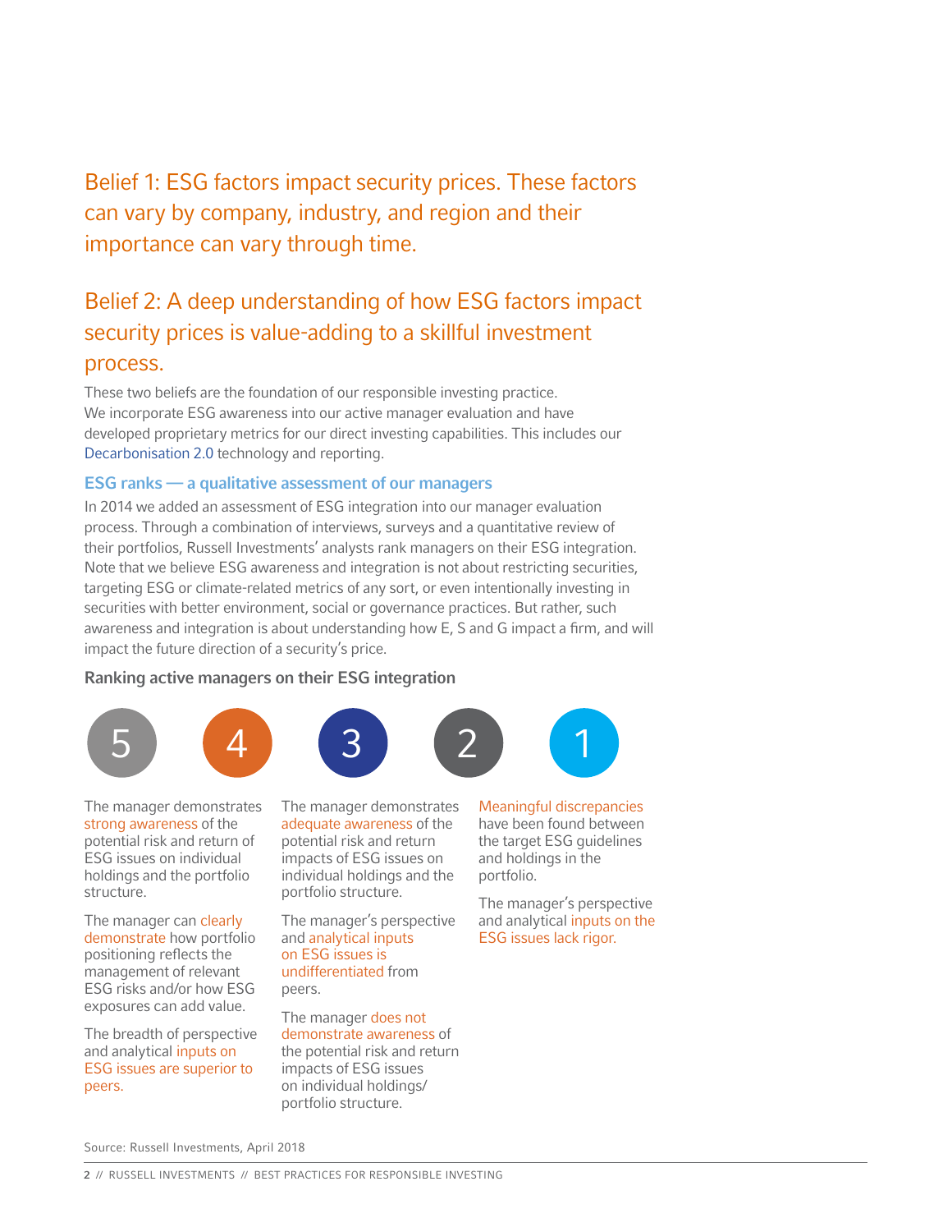## Belief 1: ESG factors impact security prices. These factors can vary by company, industry, and region and their importance can vary through time.

## Belief 2: A deep understanding of how ESG factors impact security prices is value-adding to a skillful investment process.

These two beliefs are the foundation of our responsible investing practice. We incorporate ESG awareness into our active manager evaluation and have developed proprietary metrics for our direct investing capabilities. This includes our Decarbonisation 2.0 technology and reporting.

### ESG ranks — a qualitative assessment of our managers

In 2014 we added an assessment of ESG integration into our manager evaluation process. Through a combination of interviews, surveys and a quantitative review of their portfolios, Russell Investments' analysts rank managers on their ESG integration. Note that we believe ESG awareness and integration is not about restricting securities, targeting ESG or climate-related metrics of any sort, or even intentionally investing in securities with better environment, social or governance practices. But rather, such awareness and integration is about understanding how E, S and G impact a firm, and will impact the future direction of a security's price.

**Ranking active managers on their ESG integration**

5 4 3 2 1

The manager demonstrates strong awareness of the potential risk and return of ESG issues on individual holdings and the portfolio structure.

The manager can clearly demonstrate how portfolio positioning reflects the management of relevant ESG risks and/or how ESG exposures can add value.

The breadth of perspective and analytical inputs on ESG issues are superior to peers.

The manager demonstrates adequate awareness of the potential risk and return impacts of ESG issues on individual holdings and the portfolio structure.

The manager's perspective and analytical inputs on ESG issues is undifferentiated from peers.

The manager does not demonstrate awareness of the potential risk and return impacts of ESG issues on individual holdings/ portfolio structure.

Meaningful discrepancies have been found between the target ESG guidelines and holdings in the portfolio.

The manager's perspective and analytical inputs on the ESG issues lack rigor.

Source: Russell Investments, April 2018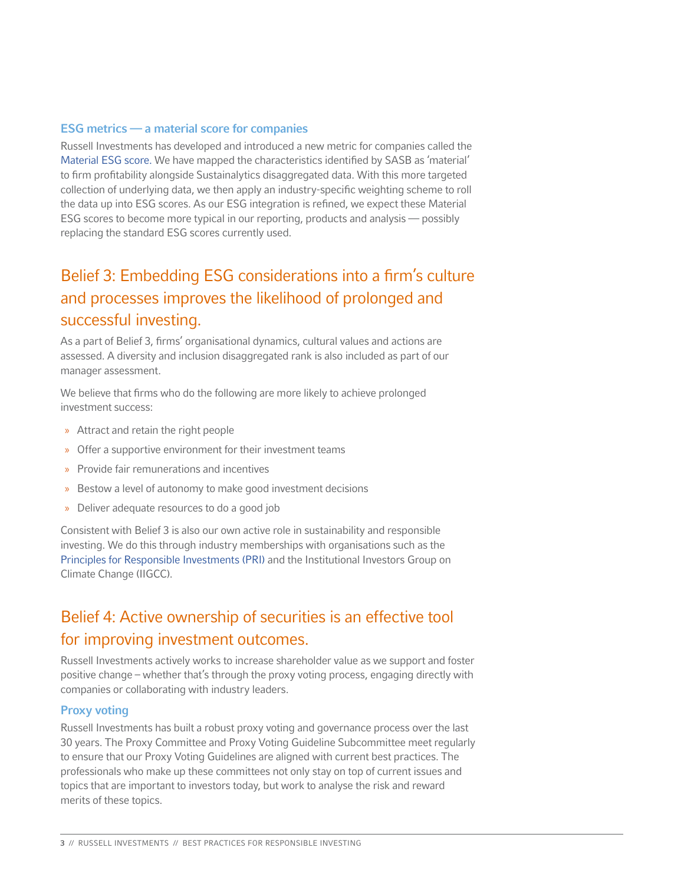### ESG metrics — a material score for companies

Russell Investments has developed and introduced a new metric for companies called the Material ESG score. We have mapped the characteristics identified by SASB as 'material' to firm profitability alongside Sustainalytics disaggregated data. With this more targeted collection of underlying data, we then apply an industry-specific weighting scheme to roll the data up into ESG scores. As our ESG integration is refined, we expect these Material ESG scores to become more typical in our reporting, products and analysis — possibly replacing the standard ESG scores currently used.

## Belief 3: Embedding ESG considerations into a firm's culture and processes improves the likelihood of prolonged and successful investing.

As a part of Belief 3, firms' organisational dynamics, cultural values and actions are assessed. A diversity and inclusion disaggregated rank is also included as part of our manager assessment.

We believe that firms who do the following are more likely to achieve prolonged investment success:

- Attract and retain the right people
- Offer a supportive environment for their investment teams
- Provide fair remunerations and incentives
- Bestow a level of autonomy to make good investment decisions
- Deliver adequate resources to do a good job

Consistent with Belief 3 is also our own active role in sustainability and responsible investing. We do this through industry memberships with organisations such as the Principles for Responsible Investments (PRI) and the Institutional Investors Group on Climate Change (IIGCC).

## Belief 4: Active ownership of securities is an effective tool for improving investment outcomes.

Russell Investments actively works to increase shareholder value as we support and foster positive change – whether that's through the proxy voting process, engaging directly with companies or collaborating with industry leaders.

### Proxy voting

Russell Investments has built a robust proxy voting and governance process over the last 30 years. The Proxy Committee and Proxy Voting Guideline Subcommittee meet regularly to ensure that our Proxy Voting Guidelines are aligned with current best practices. The professionals who make up these committees not only stay on top of current issues and topics that are important to investors today, but work to analyse the risk and reward merits of these topics.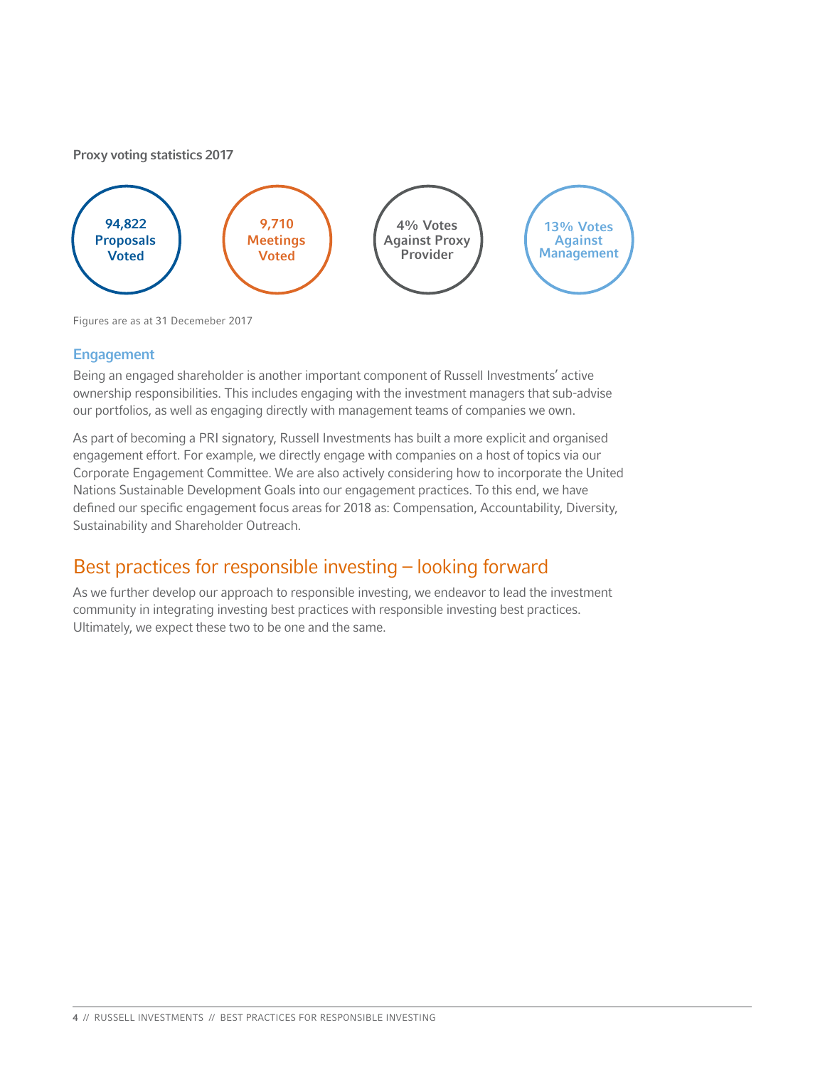**Proxy voting statistics 2017**

- **94,822 Proposals Voted**
- **9,710 Meetings Voted**
- **4% Votes Against Proxy Provider**
- **13% Votes Against Management**

Figures are as at 31 Decemeber 2017

### Engagement

Being an engaged shareholder is another important component of Russell Investments' active ownership responsibilities. This includes engaging with the investment managers that sub-advise our portfolios, as well as engaging directly with management teams of companies we own.

As part of becoming a PRI signatory, Russell Investments has built a more explicit and organised engagement effort. For example, we directly engage with companies on a host of topics via our Corporate Engagement Committee. We are also actively considering how to incorporate the United Nations Sustainable Development Goals into our engagement practices. To this end, we have defined our specific engagement focus areas for 2018 as: Compensation, Accountability, Diversity, Sustainability and Shareholder Outreach.

## Best practices for responsible investing – looking forward

As we further develop our approach to responsible investing, we endeavor to lead the investment community in integrating investing best practices with responsible investing best practices. Ultimately, we expect these two to be one and the same.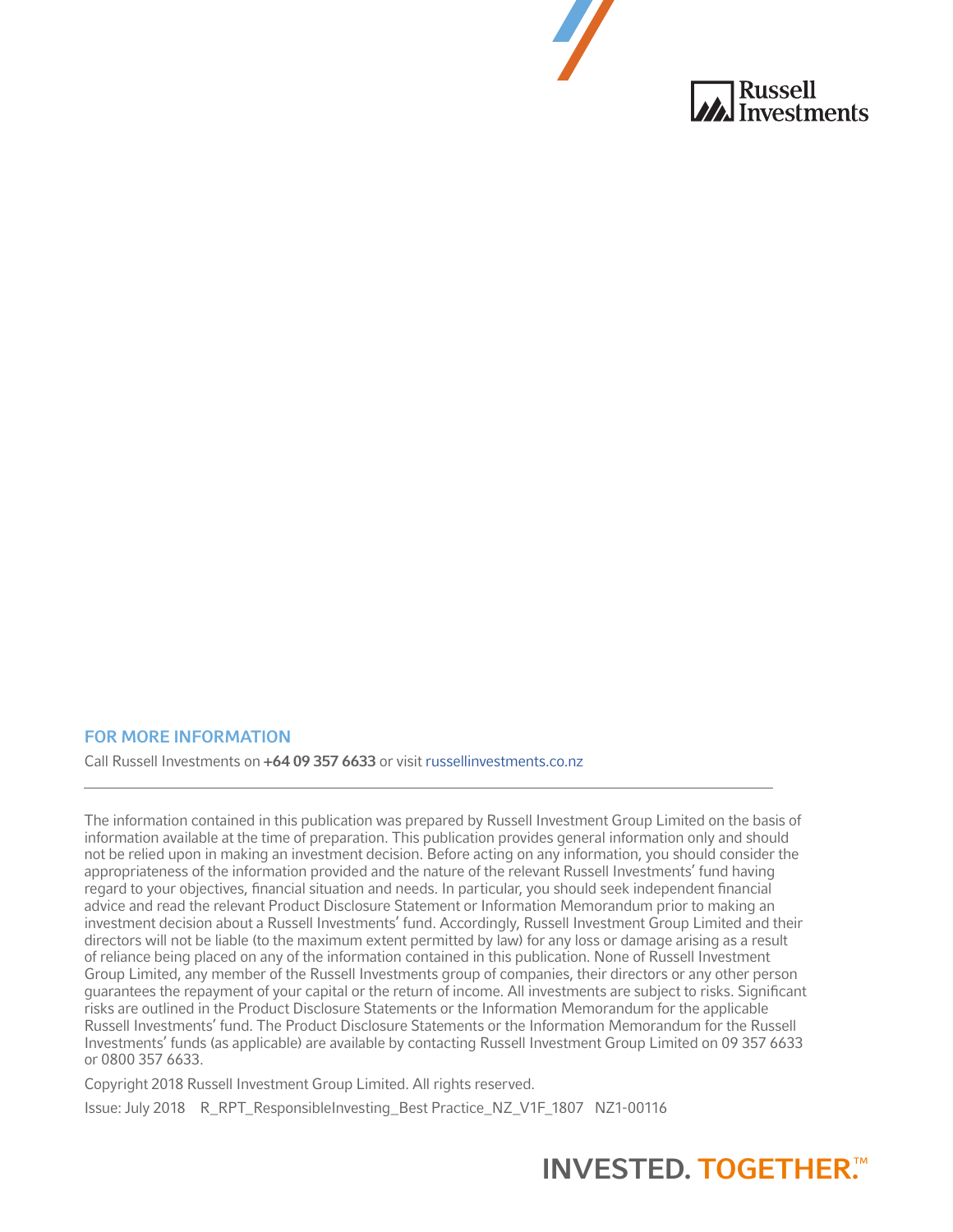Russell Investments

## FOR MORE INFORMATION

Call Russell Investments on **+64 09 357 6633** or visit russellinvestments.co.nz

---

The information contained in this publication was prepared by Russell Investment Group Limited on the basis of information available at the time of preparation. This publication provides general information only and should not be relied upon in making an investment decision. Before acting on any information, you should consider the appropriateness of the information provided and the nature of the relevant Russell Investments' fund having regard to your objectives, financial situation and needs. In particular, you should seek independent financial advice and read the relevant Product Disclosure Statement or Information Memorandum prior to making an investment decision about a Russell Investments' fund. Accordingly, Russell Investment Group Limited and their directors will not be liable (to the maximum extent permitted by law) for any loss or damage arising as a result of reliance being placed on any of the information contained in this publication. None of Russell Investment Group Limited, any member of the Russell Investments group of companies, their directors or any other person guarantees the repayment of your capital or the return of income. All investments are subject to risks. Significant risks are outlined in the Product Disclosure Statements or the Information Memorandum for the applicable Russell Investments' fund. The Product Disclosure Statements or the Information Memorandum for the Russell Investments' funds (as applicable) are available by contacting Russell Investment Group Limited on 09 357 6633 or 0800 357 6633.

Copyright 2018 Russell Investment Group Limited. All rights reserved.

Issue: July 2018 R_RPT_ResponsibleInvesting_Best Practice_NZ_V1F_1807 NZ1-00116

**INVESTED. TOGETHER.™**